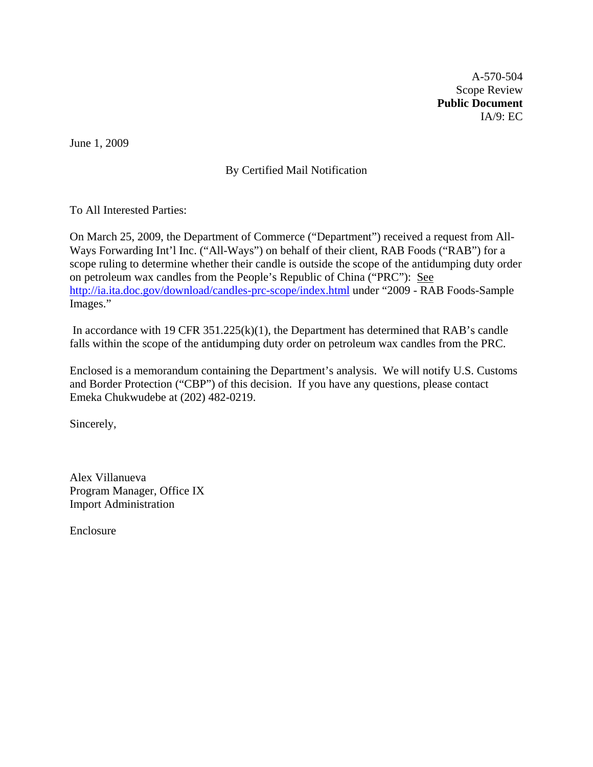A-570-504
Scope Review
**Public Document**
IA/9: EC

June 1, 2009

By Certified Mail Notification

To All Interested Parties:

On March 25, 2009, the Department of Commerce ("Department") received a request from All-Ways Forwarding Int'l Inc. ("All-Ways") on behalf of their client, RAB Foods ("RAB") for a scope ruling to determine whether their candle is outside the scope of the antidumping duty order on petroleum wax candles from the People's Republic of China ("PRC"): See http://ia.ita.doc.gov/download/candles-prc-scope/index.html under "2009 - RAB Foods-Sample Images."

In accordance with 19 CFR 351.225(k)(1), the Department has determined that RAB's candle falls within the scope of the antidumping duty order on petroleum wax candles from the PRC.

Enclosed is a memorandum containing the Department's analysis. We will notify U.S. Customs and Border Protection ("CBP") of this decision. If you have any questions, please contact Emeka Chukwudebe at (202) 482-0219.

Sincerely,

Alex Villanueva
Program Manager, Office IX
Import Administration

Enclosure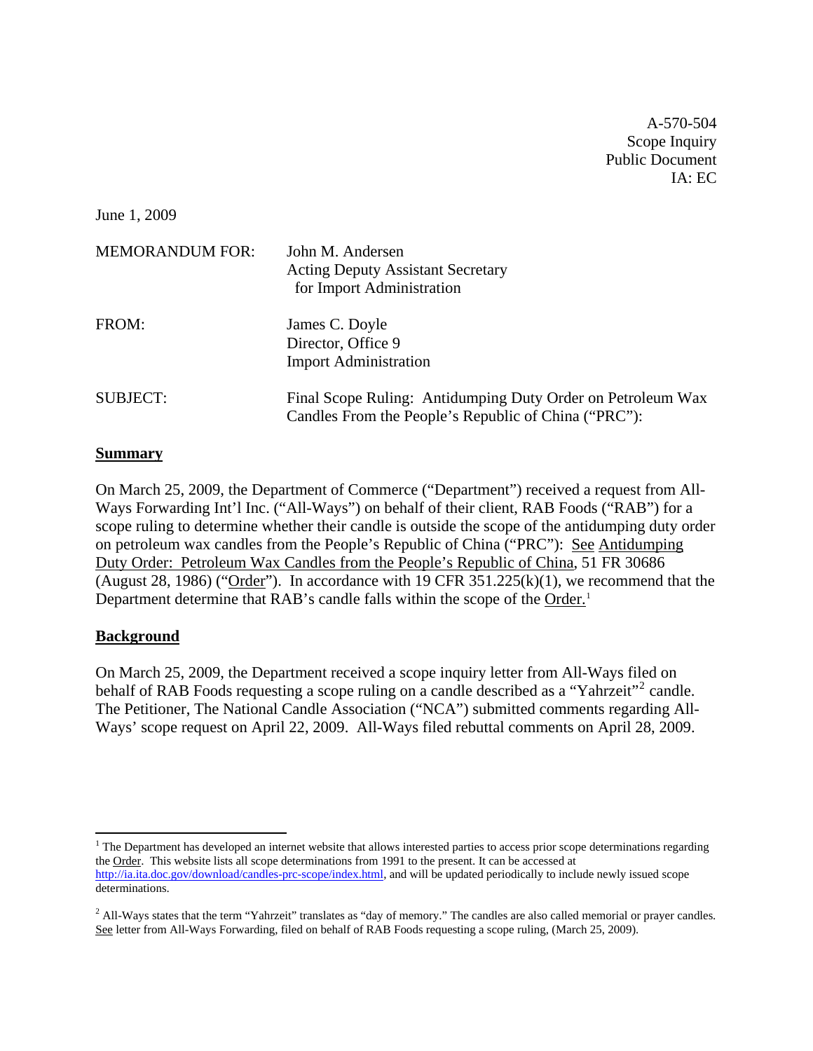A-570-504
Scope Inquiry
Public Document
IA: EC

June 1, 2009

MEMORANDUM FOR: John M. Andersen
Acting Deputy Assistant Secretary
for Import Administration

FROM: James C. Doyle
Director, Office 9
Import Administration

SUBJECT: Final Scope Ruling: Antidumping Duty Order on Petroleum Wax Candles From the People's Republic of China ("PRC"):

## Summary

On March 25, 2009, the Department of Commerce ("Department") received a request from All-Ways Forwarding Int'l Inc. ("All-Ways") on behalf of their client, RAB Foods ("RAB") for a scope ruling to determine whether their candle is outside the scope of the antidumping duty order on petroleum wax candles from the People's Republic of China ("PRC"): See Antidumping Duty Order: Petroleum Wax Candles from the People's Republic of China, 51 FR 30686 (August 28, 1986) ("Order"). In accordance with 19 CFR 351.225(k)(1), we recommend that the Department determine that RAB's candle falls within the scope of the Order.[1]

## Background

On March 25, 2009, the Department received a scope inquiry letter from All-Ways filed on behalf of RAB Foods requesting a scope ruling on a candle described as a "Yahrzeit"[2] candle. The Petitioner, The National Candle Association ("NCA") submitted comments regarding All-Ways' scope request on April 22, 2009. All-Ways filed rebuttal comments on April 28, 2009.

---

[1] The Department has developed an internet website that allows interested parties to access prior scope determinations regarding the Order. This website lists all scope determinations from 1991 to the present. It can be accessed at http://ia.ita.doc.gov/download/candles-prc-scope/index.html, and will be updated periodically to include newly issued scope determinations.

[2] All-Ways states that the term "Yahrzeit" translates as "day of memory." The candles are also called memorial or prayer candles. See letter from All-Ways Forwarding, filed on behalf of RAB Foods requesting a scope ruling, (March 25, 2009).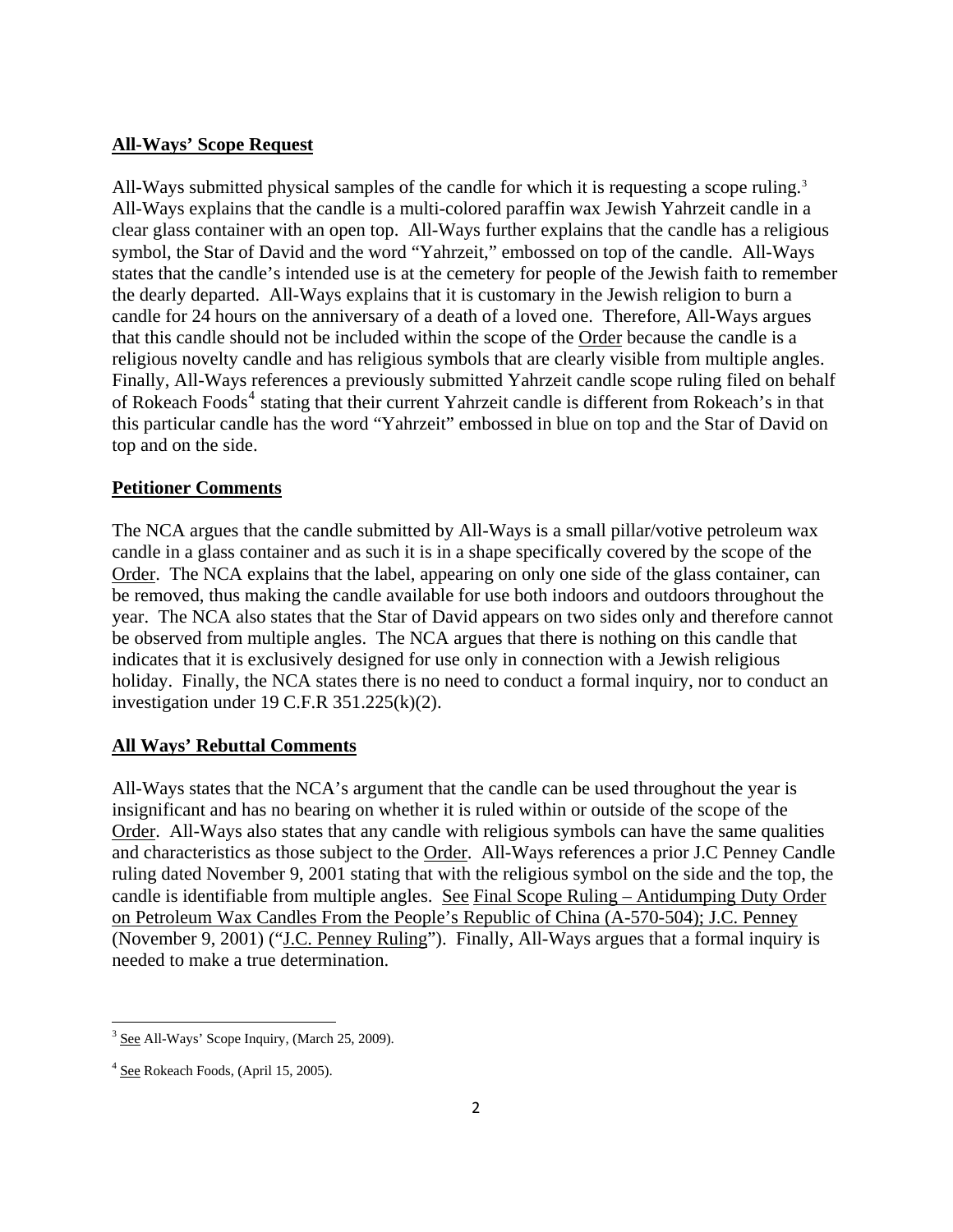**All-Ways' Scope Request**

All-Ways submitted physical samples of the candle for which it is requesting a scope ruling.[3] All-Ways explains that the candle is a multi-colored paraffin wax Jewish Yahrzeit candle in a clear glass container with an open top. All-Ways further explains that the candle has a religious symbol, the Star of David and the word "Yahrzeit," embossed on top of the candle. All-Ways states that the candle's intended use is at the cemetery for people of the Jewish faith to remember the dearly departed. All-Ways explains that it is customary in the Jewish religion to burn a candle for 24 hours on the anniversary of a death of a loved one. Therefore, All-Ways argues that this candle should not be included within the scope of the Order because the candle is a religious novelty candle and has religious symbols that are clearly visible from multiple angles. Finally, All-Ways references a previously submitted Yahrzeit candle scope ruling filed on behalf of Rokeach Foods[4] stating that their current Yahrzeit candle is different from Rokeach's in that this particular candle has the word "Yahrzeit" embossed in blue on top and the Star of David on top and on the side.

**Petitioner Comments**

The NCA argues that the candle submitted by All-Ways is a small pillar/votive petroleum wax candle in a glass container and as such it is in a shape specifically covered by the scope of the Order. The NCA explains that the label, appearing on only one side of the glass container, can be removed, thus making the candle available for use both indoors and outdoors throughout the year. The NCA also states that the Star of David appears on two sides only and therefore cannot be observed from multiple angles. The NCA argues that there is nothing on this candle that indicates that it is exclusively designed for use only in connection with a Jewish religious holiday. Finally, the NCA states there is no need to conduct a formal inquiry, nor to conduct an investigation under 19 C.F.R 351.225(k)(2).

**All Ways' Rebuttal Comments**

All-Ways states that the NCA's argument that the candle can be used throughout the year is insignificant and has no bearing on whether it is ruled within or outside of the scope of the Order. All-Ways also states that any candle with religious symbols can have the same qualities and characteristics as those subject to the Order. All-Ways references a prior J.C Penney Candle ruling dated November 9, 2001 stating that with the religious symbol on the side and the top, the candle is identifiable from multiple angles. See Final Scope Ruling – Antidumping Duty Order on Petroleum Wax Candles From the People's Republic of China (A-570-504); J.C. Penney (November 9, 2001) ("J.C. Penney Ruling"). Finally, All-Ways argues that a formal inquiry is needed to make a true determination.

---

[3] See All-Ways' Scope Inquiry, (March 25, 2009).

[4] See Rokeach Foods, (April 15, 2005).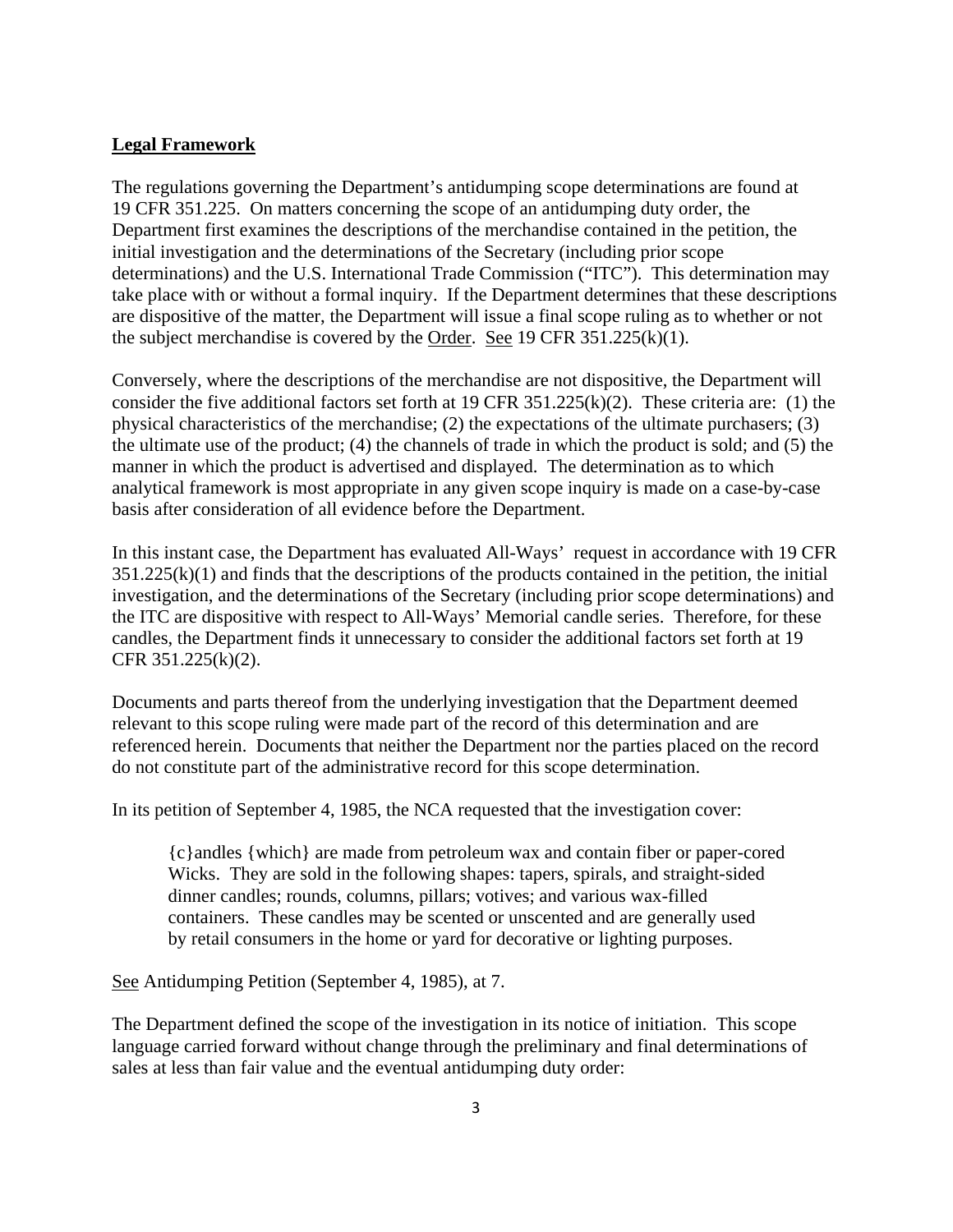## **Legal Framework**

The regulations governing the Department's antidumping scope determinations are found at 19 CFR 351.225. On matters concerning the scope of an antidumping duty order, the Department first examines the descriptions of the merchandise contained in the petition, the initial investigation and the determinations of the Secretary (including prior scope determinations) and the U.S. International Trade Commission ("ITC"). This determination may take place with or without a formal inquiry. If the Department determines that these descriptions are dispositive of the matter, the Department will issue a final scope ruling as to whether or not the subject merchandise is covered by the Order. See 19 CFR 351.225(k)(1).

Conversely, where the descriptions of the merchandise are not dispositive, the Department will consider the five additional factors set forth at 19 CFR 351.225(k)(2). These criteria are: (1) the physical characteristics of the merchandise; (2) the expectations of the ultimate purchasers; (3) the ultimate use of the product; (4) the channels of trade in which the product is sold; and (5) the manner in which the product is advertised and displayed. The determination as to which analytical framework is most appropriate in any given scope inquiry is made on a case-by-case basis after consideration of all evidence before the Department.

In this instant case, the Department has evaluated All-Ways' request in accordance with 19 CFR 351.225(k)(1) and finds that the descriptions of the products contained in the petition, the initial investigation, and the determinations of the Secretary (including prior scope determinations) and the ITC are dispositive with respect to All-Ways' Memorial candle series. Therefore, for these candles, the Department finds it unnecessary to consider the additional factors set forth at 19 CFR 351.225(k)(2).

Documents and parts thereof from the underlying investigation that the Department deemed relevant to this scope ruling were made part of the record of this determination and are referenced herein. Documents that neither the Department nor the parties placed on the record do not constitute part of the administrative record for this scope determination.

In its petition of September 4, 1985, the NCA requested that the investigation cover:

> {c}andles {which} are made from petroleum wax and contain fiber or paper-cored Wicks. They are sold in the following shapes: tapers, spirals, and straight-sided dinner candles; rounds, columns, pillars; votives; and various wax-filled containers. These candles may be scented or unscented and are generally used by retail consumers in the home or yard for decorative or lighting purposes.

See Antidumping Petition (September 4, 1985), at 7.

The Department defined the scope of the investigation in its notice of initiation. This scope language carried forward without change through the preliminary and final determinations of sales at less than fair value and the eventual antidumping duty order: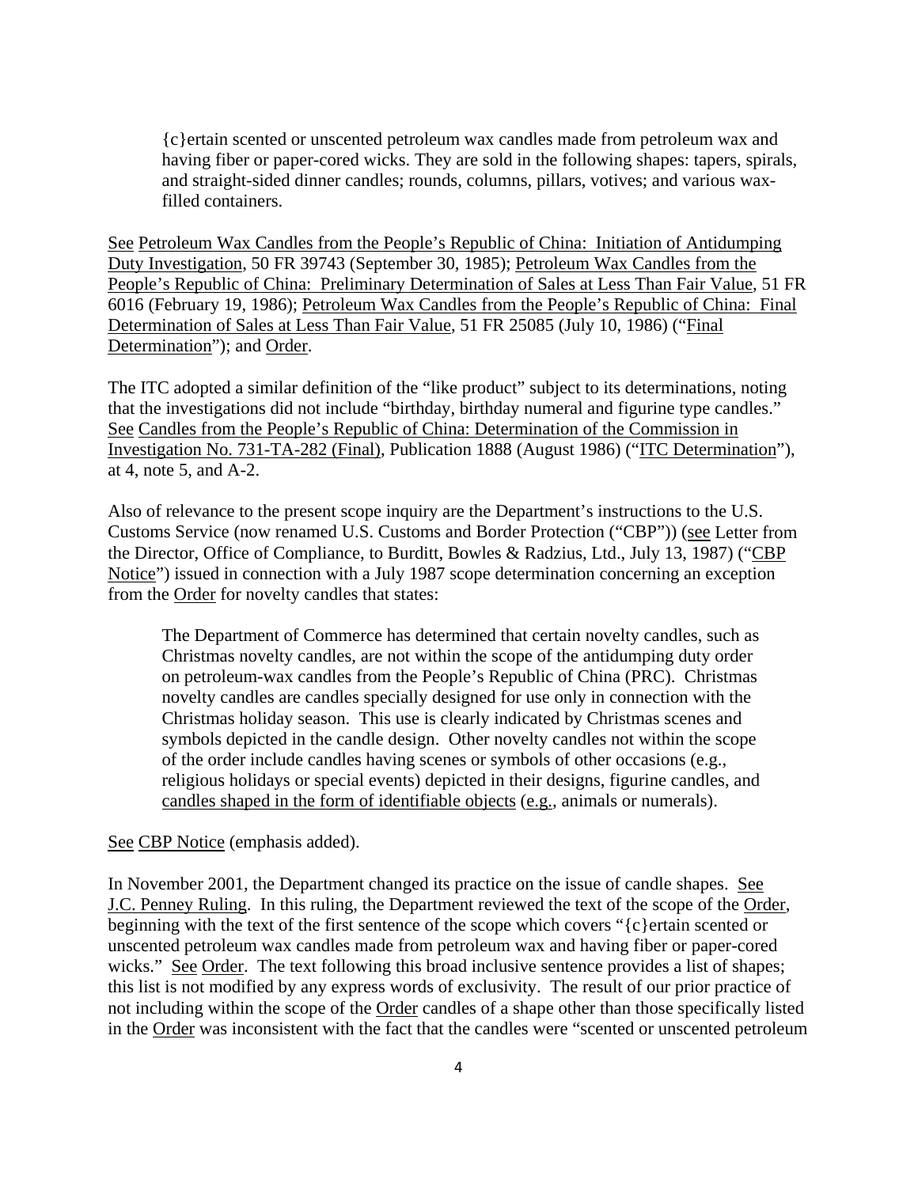> {c}ertain scented or unscented petroleum wax candles made from petroleum wax and having fiber or paper-cored wicks. They are sold in the following shapes: tapers, spirals, and straight-sided dinner candles; rounds, columns, pillars, votives; and various wax-filled containers.

See Petroleum Wax Candles from the People's Republic of China: Initiation of Antidumping Duty Investigation, 50 FR 39743 (September 30, 1985); Petroleum Wax Candles from the People's Republic of China: Preliminary Determination of Sales at Less Than Fair Value, 51 FR 6016 (February 19, 1986); Petroleum Wax Candles from the People's Republic of China: Final Determination of Sales at Less Than Fair Value, 51 FR 25085 (July 10, 1986) ("Final Determination"); and Order.

The ITC adopted a similar definition of the "like product" subject to its determinations, noting that the investigations did not include "birthday, birthday numeral and figurine type candles." See Candles from the People's Republic of China: Determination of the Commission in Investigation No. 731-TA-282 (Final), Publication 1888 (August 1986) ("ITC Determination"), at 4, note 5, and A-2.

Also of relevance to the present scope inquiry are the Department's instructions to the U.S. Customs Service (now renamed U.S. Customs and Border Protection ("CBP")) (see Letter from the Director, Office of Compliance, to Burditt, Bowles & Radzius, Ltd., July 13, 1987) ("CBP Notice") issued in connection with a July 1987 scope determination concerning an exception from the Order for novelty candles that states:

> The Department of Commerce has determined that certain novelty candles, such as Christmas novelty candles, are not within the scope of the antidumping duty order on petroleum-wax candles from the People's Republic of China (PRC). Christmas novelty candles are candles specially designed for use only in connection with the Christmas holiday season. This use is clearly indicated by Christmas scenes and symbols depicted in the candle design. Other novelty candles not within the scope of the order include candles having scenes or symbols of other occasions (e.g., religious holidays or special events) depicted in their designs, figurine candles, and <u>candles shaped in the form of identifiable objects</u> (<u>e.g.</u>, animals or numerals).

See CBP Notice (emphasis added).

In November 2001, the Department changed its practice on the issue of candle shapes. See J.C. Penney Ruling. In this ruling, the Department reviewed the text of the scope of the Order, beginning with the text of the first sentence of the scope which covers "{c}ertain scented or unscented petroleum wax candles made from petroleum wax and having fiber or paper-cored wicks." See Order. The text following this broad inclusive sentence provides a list of shapes; this list is not modified by any express words of exclusivity. The result of our prior practice of not including within the scope of the Order candles of a shape other than those specifically listed in the Order was inconsistent with the fact that the candles were "scented or unscented petroleum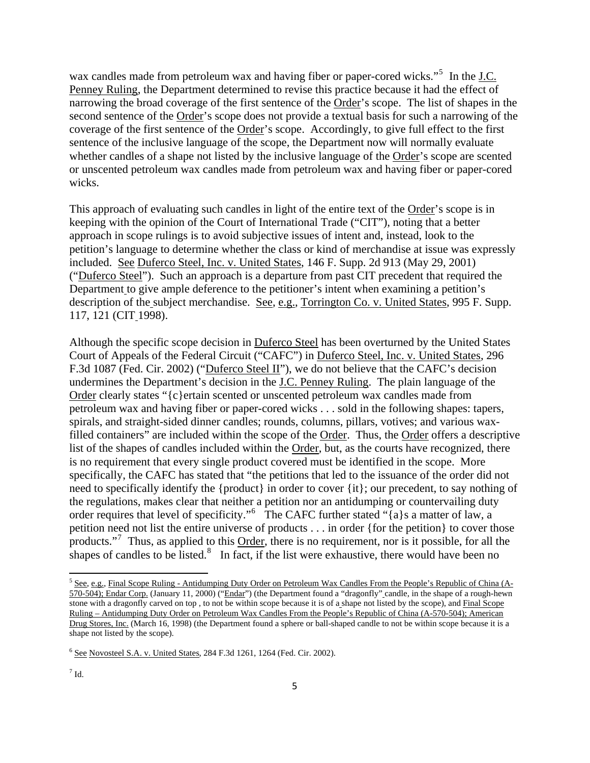wax candles made from petroleum wax and having fiber or paper-cored wicks."[5] In the J.C. Penney Ruling, the Department determined to revise this practice because it had the effect of narrowing the broad coverage of the first sentence of the Order's scope. The list of shapes in the second sentence of the Order's scope does not provide a textual basis for such a narrowing of the coverage of the first sentence of the Order's scope. Accordingly, to give full effect to the first sentence of the inclusive language of the scope, the Department now will normally evaluate whether candles of a shape not listed by the inclusive language of the Order's scope are scented or unscented petroleum wax candles made from petroleum wax and having fiber or paper-cored wicks.

This approach of evaluating such candles in light of the entire text of the Order's scope is in keeping with the opinion of the Court of International Trade ("CIT"), noting that a better approach in scope rulings is to avoid subjective issues of intent and, instead, look to the petition's language to determine whether the class or kind of merchandise at issue was expressly included. See Duferco Steel, Inc. v. United States, 146 F. Supp. 2d 913 (May 29, 2001) ("Duferco Steel"). Such an approach is a departure from past CIT precedent that required the Department to give ample deference to the petitioner's intent when examining a petition's description of the subject merchandise. See, e.g., Torrington Co. v. United States, 995 F. Supp. 117, 121 (CIT 1998).

Although the specific scope decision in Duferco Steel has been overturned by the United States Court of Appeals of the Federal Circuit ("CAFC") in Duferco Steel, Inc. v. United States, 296 F.3d 1087 (Fed. Cir. 2002) ("Duferco Steel II"), we do not believe that the CAFC's decision undermines the Department's decision in the J.C. Penney Ruling. The plain language of the Order clearly states "{c}ertain scented or unscented petroleum wax candles made from petroleum wax and having fiber or paper-cored wicks . . . sold in the following shapes: tapers, spirals, and straight-sided dinner candles; rounds, columns, pillars, votives; and various wax-filled containers" are included within the scope of the Order. Thus, the Order offers a descriptive list of the shapes of candles included within the Order, but, as the courts have recognized, there is no requirement that every single product covered must be identified in the scope. More specifically, the CAFC has stated that "the petitions that led to the issuance of the order did not need to specifically identify the {product} in order to cover {it}; our precedent, to say nothing of the regulations, makes clear that neither a petition nor an antidumping or countervailing duty order requires that level of specificity."[6] The CAFC further stated "{a}s a matter of law, a petition need not list the entire universe of products . . . in order {for the petition} to cover those products."[7] Thus, as applied to this Order, there is no requirement, nor is it possible, for all the shapes of candles to be listed.[8] In fact, if the list were exhaustive, there would have been no

[5] See, e.g., Final Scope Ruling - Antidumping Duty Order on Petroleum Wax Candles From the People's Republic of China (A-570-504); Endar Corp. (January 11, 2000) ("Endar") (the Department found a "dragonfly" candle, in the shape of a rough-hewn stone with a dragonfly carved on top , to not be within scope because it is of a shape not listed by the scope), and Final Scope Ruling – Antidumping Duty Order on Petroleum Wax Candles From the People's Republic of China (A-570-504); American Drug Stores, Inc. (March 16, 1998) (the Department found a sphere or ball-shaped candle to not be within scope because it is a shape not listed by the scope).

[6] See Novosteel S.A. v. United States, 284 F.3d 1261, 1264 (Fed. Cir. 2002).

[7] Id.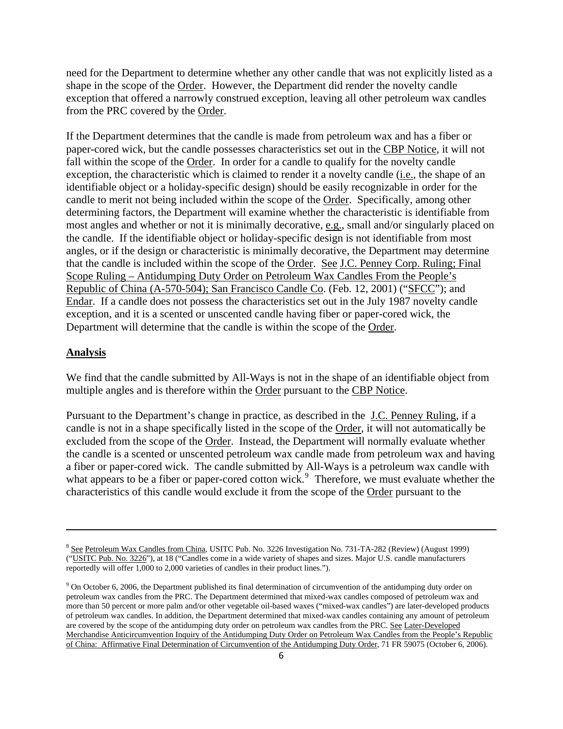need for the Department to determine whether any other candle that was not explicitly listed as a shape in the scope of the Order. However, the Department did render the novelty candle exception that offered a narrowly construed exception, leaving all other petroleum wax candles from the PRC covered by the Order.

If the Department determines that the candle is made from petroleum wax and has a fiber or paper-cored wick, but the candle possesses characteristics set out in the CBP Notice, it will not fall within the scope of the Order. In order for a candle to qualify for the novelty candle exception, the characteristic which is claimed to render it a novelty candle (i.e., the shape of an identifiable object or a holiday-specific design) should be easily recognizable in order for the candle to merit not being included within the scope of the Order. Specifically, among other determining factors, the Department will examine whether the characteristic is identifiable from most angles and whether or not it is minimally decorative, e.g., small and/or singularly placed on the candle. If the identifiable object or holiday-specific design is not identifiable from most angles, or if the design or characteristic is minimally decorative, the Department may determine that the candle is included within the scope of the Order. See J.C. Penney Corp. Ruling; Final Scope Ruling – Antidumping Duty Order on Petroleum Wax Candles From the People's Republic of China (A-570-504); San Francisco Candle Co. (Feb. 12, 2001) ("SFCC"); and Endar. If a candle does not possess the characteristics set out in the July 1987 novelty candle exception, and it is a scented or unscented candle having fiber or paper-cored wick, the Department will determine that the candle is within the scope of the Order.

## Analysis

We find that the candle submitted by All-Ways is not in the shape of an identifiable object from multiple angles and is therefore within the Order pursuant to the CBP Notice.

Pursuant to the Department's change in practice, as described in the J.C. Penney Ruling, if a candle is not in a shape specifically listed in the scope of the Order, it will not automatically be excluded from the scope of the Order. Instead, the Department will normally evaluate whether the candle is a scented or unscented petroleum wax candle made from petroleum wax and having a fiber or paper-cored wick. The candle submitted by All-Ways is a petroleum wax candle with what appears to be a fiber or paper-cored cotton wick.[9] Therefore, we must evaluate whether the characteristics of this candle would exclude it from the scope of the Order pursuant to the

---

[8] See Petroleum Wax Candles from China, USITC Pub. No. 3226 Investigation No. 731-TA-282 (Review) (August 1999) ("USITC Pub. No. 3226"), at 18 ("Candles come in a wide variety of shapes and sizes. Major U.S. candle manufacturers reportedly will offer 1,000 to 2,000 varieties of candles in their product lines.").

[9] On October 6, 2006, the Department published its final determination of circumvention of the antidumping duty order on petroleum wax candles from the PRC. The Department determined that mixed-wax candles composed of petroleum wax and more than 50 percent or more palm and/or other vegetable oil-based waxes ("mixed-wax candles") are later-developed products of petroleum wax candles. In addition, the Department determined that mixed-wax candles containing any amount of petroleum are covered by the scope of the antidumping duty order on petroleum wax candles from the PRC. See Later-Developed Merchandise Anticircumvention Inquiry of the Antidumping Duty Order on Petroleum Wax Candles from the People's Republic of China: Affirmative Final Determination of Circumvention of the Antidumping Duty Order, 71 FR 59075 (October 6, 2006).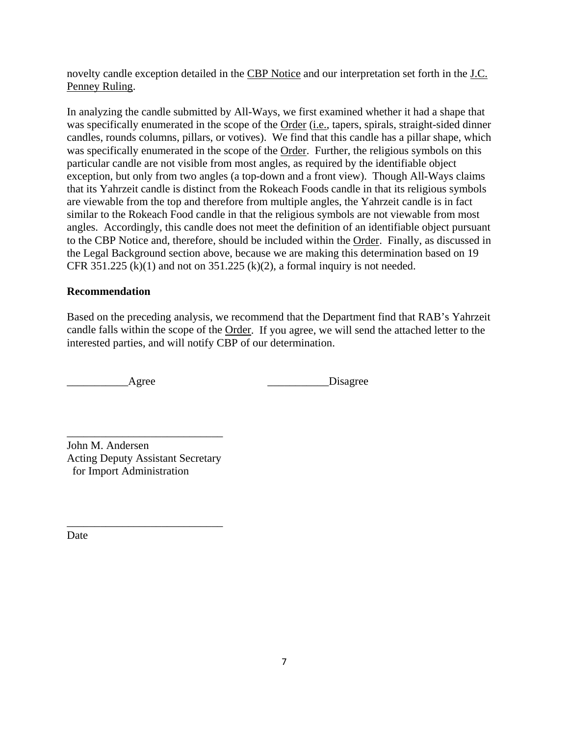novelty candle exception detailed in the CBP Notice and our interpretation set forth in the J.C. Penney Ruling.

In analyzing the candle submitted by All-Ways, we first examined whether it had a shape that was specifically enumerated in the scope of the Order (i.e., tapers, spirals, straight-sided dinner candles, rounds columns, pillars, or votives). We find that this candle has a pillar shape, which was specifically enumerated in the scope of the Order. Further, the religious symbols on this particular candle are not visible from most angles, as required by the identifiable object exception, but only from two angles (a top-down and a front view). Though All-Ways claims that its Yahrzeit candle is distinct from the Rokeach Foods candle in that its religious symbols are viewable from the top and therefore from multiple angles, the Yahrzeit candle is in fact similar to the Rokeach Food candle in that the religious symbols are not viewable from most angles. Accordingly, this candle does not meet the definition of an identifiable object pursuant to the CBP Notice and, therefore, should be included within the Order. Finally, as discussed in the Legal Background section above, because we are making this determination based on 19 CFR 351.225 (k)(1) and not on 351.225 (k)(2), a formal inquiry is not needed.

**Recommendation**

Based on the preceding analysis, we recommend that the Department find that RAB's Yahrzeit candle falls within the scope of the Order. If you agree, we will send the attached letter to the interested parties, and will notify CBP of our determination.

___________Agree ___________Disagree

____________________________
John M. Andersen
Acting Deputy Assistant Secretary
for Import Administration

____________________________
Date